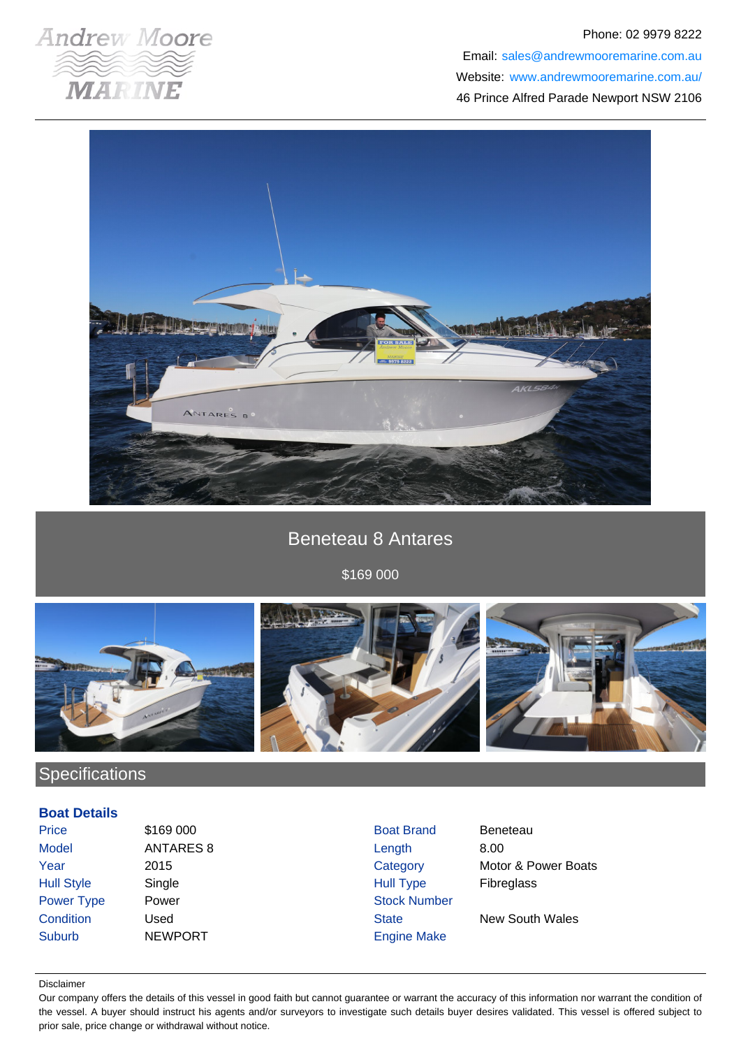Andrew Moore MARINE

Phone: 02 9979 8222
Email: sales@andrewmooremarine.com.au
Website: www.andrewmooremarine.com.au/
46 Prince Alfred Parade Newport NSW 2106

# Beneteau 8 Antares

$169 000

## Specifications

### Boat Details

| | | | |
|---|---|---|---|
| Price | $169 000 | Boat Brand | Beneteau |
| Model | ANTARES 8 | Length | 8.00 |
| Year | 2015 | Category | Motor & Power Boats |
| Hull Style | Single | Hull Type | Fibreglass |
| Power Type | Power | Stock Number | |
| Condition | Used | State | New South Wales |
| Suburb | NEWPORT | Engine Make | |

Disclaimer

Our company offers the details of this vessel in good faith but cannot guarantee or warrant the accuracy of this information nor warrant the condition of the vessel. A buyer should instruct his agents and/or surveyors to investigate such details buyer desires validated. This vessel is offered subject to prior sale, price change or withdrawal without notice.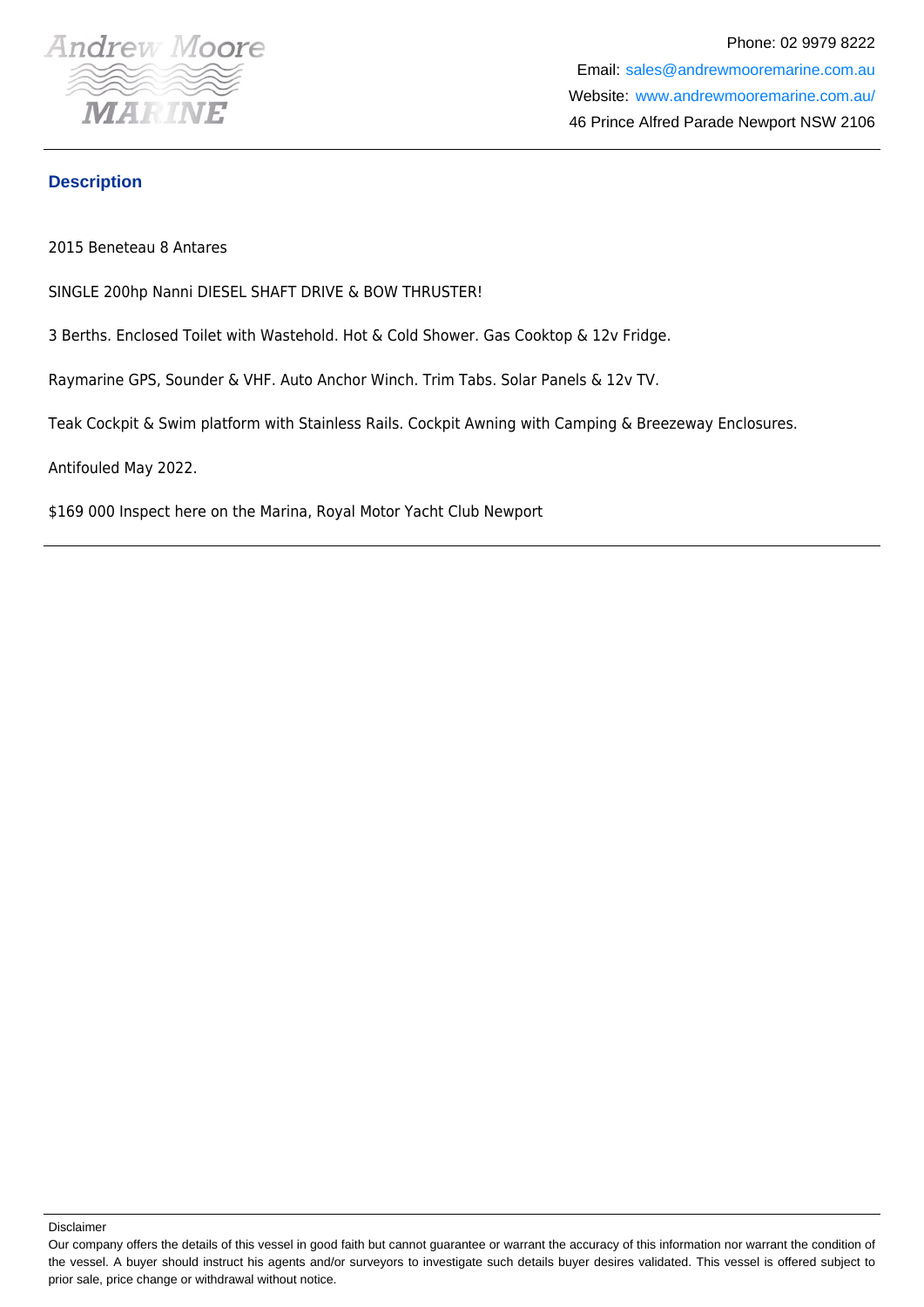Phone: 02 9979 8222

Email: sales@andrewmooremarine.com.au

Website: www.andrewmooremarine.com.au/

46 Prince Alfred Parade Newport NSW 2106

## Description

2015 Beneteau 8 Antares

SINGLE 200hp Nanni DIESEL SHAFT DRIVE & BOW THRUSTER!

3 Berths. Enclosed Toilet with Wastehold. Hot & Cold Shower. Gas Cooktop & 12v Fridge.

Raymarine GPS, Sounder & VHF. Auto Anchor Winch. Trim Tabs. Solar Panels & 12v TV.

Teak Cockpit & Swim platform with Stainless Rails. Cockpit Awning with Camping & Breezeway Enclosures.

Antifouled May 2022.

$169 000 Inspect here on the Marina, Royal Motor Yacht Club Newport

Disclaimer

Our company offers the details of this vessel in good faith but cannot guarantee or warrant the accuracy of this information nor warrant the condition of the vessel. A buyer should instruct his agents and/or surveyors to investigate such details buyer desires validated. This vessel is offered subject to prior sale, price change or withdrawal without notice.